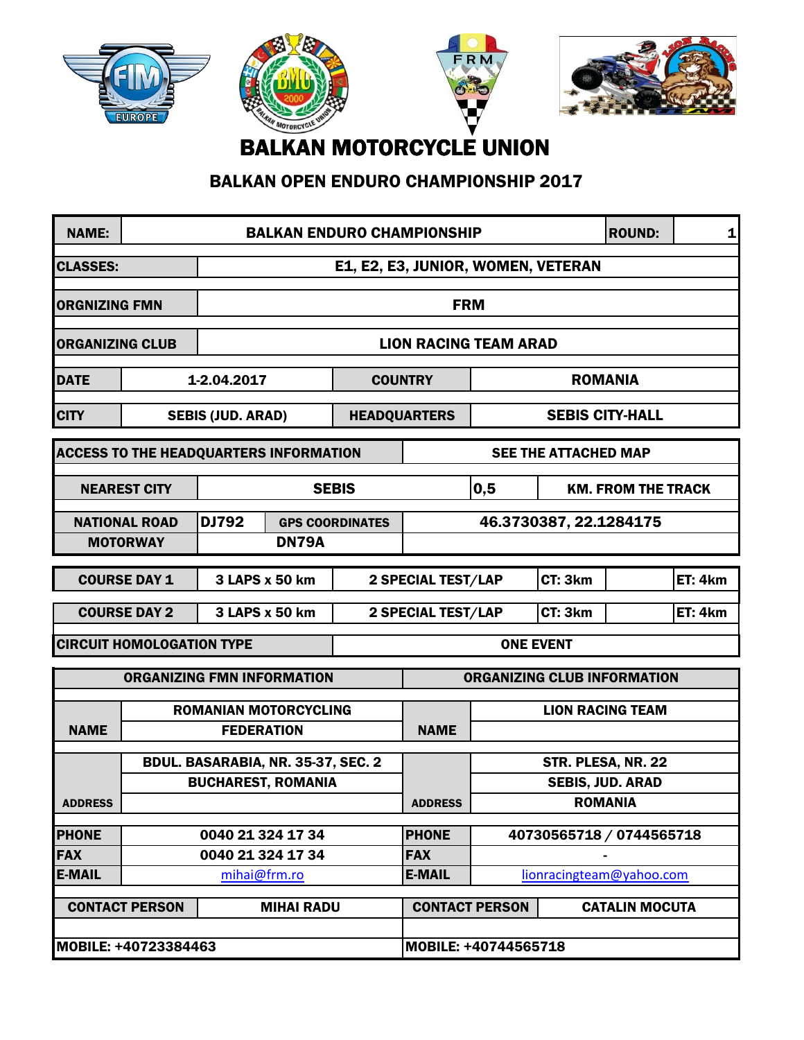# BALKAN MOTORCYCLE UNION

## BALKAN OPEN ENDURO CHAMPIONSHIP 2017

| NAME: | BALKAN ENDURO CHAMPIONSHIP | ROUND: | 1 |
|---|---|---|---|
| CLASSES: | E1, E2, E3, JUNIOR, WOMEN, VETERAN | | |
| ORGNIZING FMN | FRM | | |
| ORGANIZING CLUB | LION RACING TEAM ARAD | | |
| DATE | 1-2.04.2017 | COUNTRY | ROMANIA |
| CITY | SEBIS (JUD. ARAD) | HEADQUARTERS | SEBIS CITY-HALL |

| ACCESS TO THE HEADQUARTERS INFORMATION | | SEE THE ATTACHED MAP | |
|---|---|---|---|
| NEAREST CITY | SEBIS | 0,5 | KM. FROM THE TRACK |
| NATIONAL ROAD | DJ792 | GPS COORDINATES | 46.3730387, 22.1284175 |
| MOTORWAY | DN79A | | |

| COURSE DAY 1 | 3 LAPS x 50 km | 2 SPECIAL TEST/LAP | CT: 3km | | ET: 4km |
|---|---|---|---|---|---|
| COURSE DAY 2 | 3 LAPS x 50 km | 2 SPECIAL TEST/LAP | CT: 3km | | ET: 4km |
| CIRCUIT HOMOLOGATION TYPE | | ONE EVENT | | | |

| ORGANIZING FMN INFORMATION | | ORGANIZING CLUB INFORMATION | |
|---|---|---|---|
| NAME | ROMANIAN MOTORCYCLING FEDERATION | NAME | LION RACING TEAM |
| ADDRESS | BDUL. BASARABIA, NR. 35-37, SEC. 2<br>BUCHAREST, ROMANIA | ADDRESS | STR. PLESA, NR. 22<br>SEBIS, JUD. ARAD<br>ROMANIA |
| PHONE | 0040 21 324 17 34 | PHONE | 40730565718 / 0744565718 |
| FAX | 0040 21 324 17 34 | FAX | - |
| E-MAIL | mihai@frm.ro | E-MAIL | lionracingteam@yahoo.com |
| CONTACT PERSON | MIHAI RADU | CONTACT PERSON | CATALIN MOCUTA |
| MOBILE: +40723384463 | | MOBILE: +40744565718 | |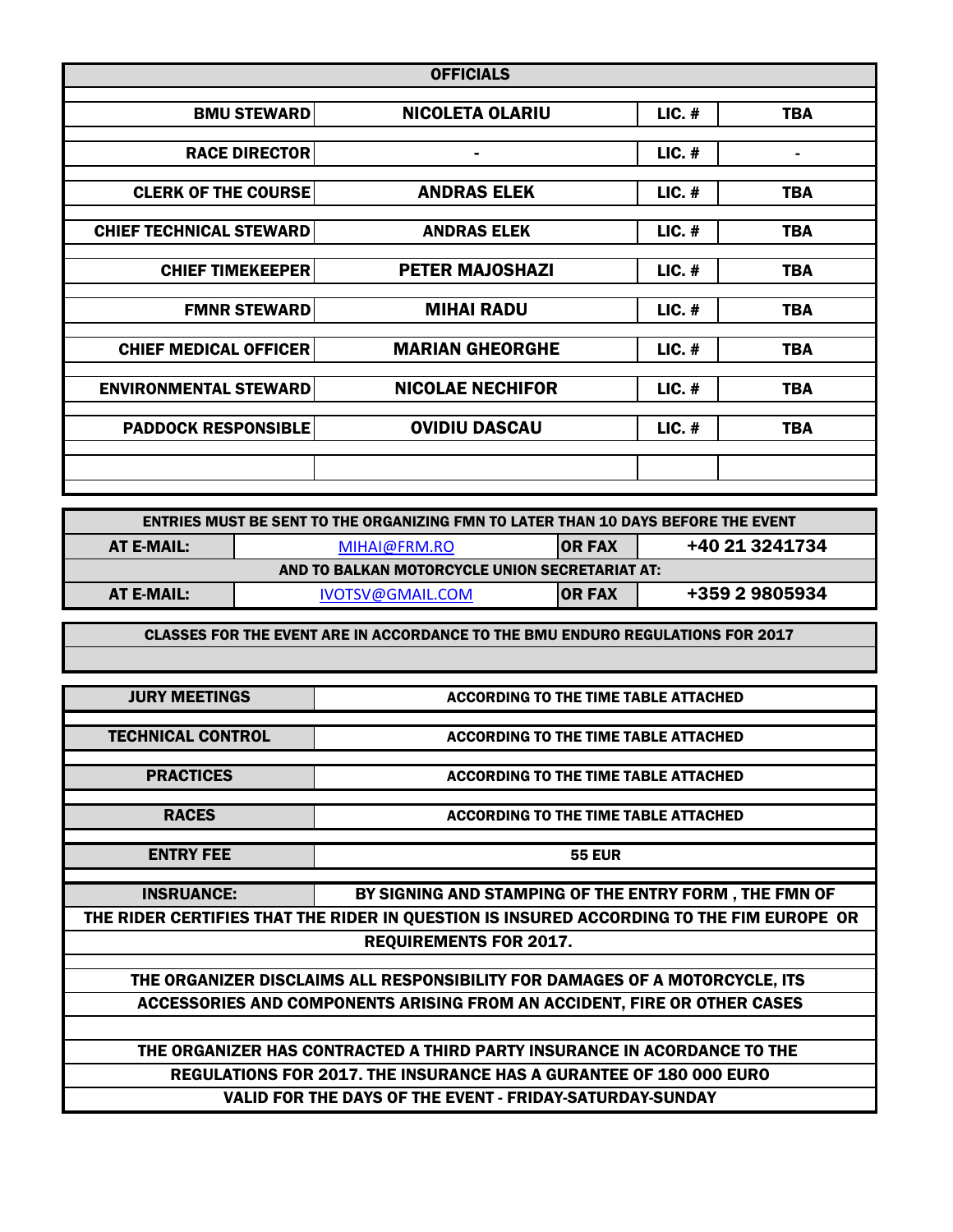## OFFICIALS

| | | | |
|---|---|---|---|
| **BMU STEWARD** | **NICOLETA OLARIU** | **LIC. #** | **TBA** |
| **RACE DIRECTOR** | **-** | **LIC. #** | **-** |
| **CLERK OF THE COURSE** | **ANDRAS ELEK** | **LIC. #** | **TBA** |
| **CHIEF TECHNICAL STEWARD** | **ANDRAS ELEK** | **LIC. #** | **TBA** |
| **CHIEF TIMEKEEPER** | **PETER MAJOSHAZI** | **LIC. #** | **TBA** |
| **FMNR STEWARD** | **MIHAI RADU** | **LIC. #** | **TBA** |
| **CHIEF MEDICAL OFFICER** | **MARIAN GHEORGHE** | **LIC. #** | **TBA** |
| **ENVIRONMENTAL STEWARD** | **NICOLAE NECHIFOR** | **LIC. #** | **TBA** |
| **PADDOCK RESPONSIBLE** | **OVIDIU DASCAU** | **LIC. #** | **TBA** |

**ENTRIES MUST BE SENT TO THE ORGANIZING FMN TO LATER THAN 10 DAYS BEFORE THE EVENT**

| | | | |
|---|---|---|---|
| **AT E-MAIL:** | MIHAI@FRM.RO | **OR FAX** | **+40 21 3241734** |

**AND TO BALKAN MOTORCYCLE UNION SECRETARIAT AT:**

| | | | |
|---|---|---|---|
| **AT E-MAIL:** | IVOTSV@GMAIL.COM | **OR FAX** | **+359 2 9805934** |

**CLASSES FOR THE EVENT ARE IN ACCORDANCE TO THE BMU ENDURO REGULATIONS FOR 2017**

| | |
|---|---|
| **JURY MEETINGS** | **ACCORDING TO THE TIME TABLE ATTACHED** |
| **TECHNICAL CONTROL** | **ACCORDING TO THE TIME TABLE ATTACHED** |
| **PRACTICES** | **ACCORDING TO THE TIME TABLE ATTACHED** |
| **RACES** | **ACCORDING TO THE TIME TABLE ATTACHED** |
| **ENTRY FEE** | **55 EUR** |
| **INSRUANCE:** | **BY SIGNING AND STAMPING OF THE ENTRY FORM , THE FMN OF** |

**THE RIDER CERTIFIES THAT THE RIDER IN QUESTION IS INSURED ACCORDING TO THE FIM EUROPE OR REQUIREMENTS FOR 2017.**

**THE ORGANIZER DISCLAIMS ALL RESPONSIBILITY FOR DAMAGES OF A MOTORCYCLE, ITS ACCESSORIES AND COMPONENTS ARISING FROM AN ACCIDENT, FIRE OR OTHER CASES**

**THE ORGANIZER HAS CONTRACTED A THIRD PARTY INSURANCE IN ACORDANCE TO THE REGULATIONS FOR 2017. THE INSURANCE HAS A GURANTEE OF 180 000 EURO VALID FOR THE DAYS OF THE EVENT - FRIDAY-SATURDAY-SUNDAY**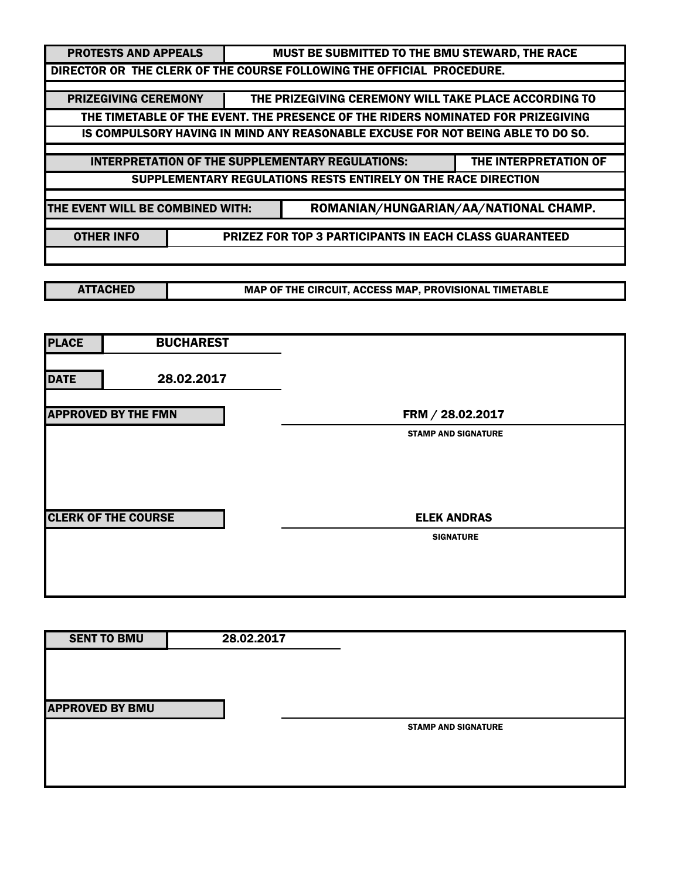| PROTESTS AND APPEALS | MUST BE SUBMITTED TO THE BMU STEWARD, THE RACE DIRECTOR OR THE CLERK OF THE COURSE FOLLOWING THE OFFICIAL PROCEDURE. |
|---|---|

| PRIZEGIVING CEREMONY | THE PRIZEGIVING CEREMONY WILL TAKE PLACE ACCORDING TO THE TIMETABLE OF THE EVENT. THE PRESENCE OF THE RIDERS NOMINATED FOR PRIZEGIVING IS COMPULSORY HAVING IN MIND ANY REASONABLE EXCUSE FOR NOT BEING ABLE TO DO SO. |
|---|---|

| INTERPRETATION OF THE SUPPLEMENTARY REGULATIONS: | THE INTERPRETATION OF SUPPLEMENTARY REGULATIONS RESTS ENTIRELY ON THE RACE DIRECTION |
|---|---|

| THE EVENT WILL BE COMBINED WITH: | ROMANIAN/HUNGARIAN/AA/NATIONAL CHAMP. |
|---|---|

| OTHER INFO | PRIZEZ FOR TOP 3 PARTICIPANTS IN EACH CLASS GUARANTEED |
|---|---|

| ATTACHED | MAP OF THE CIRCUIT, ACCESS MAP, PROVISIONAL TIMETABLE |
|---|---|

| | |
|---|---|
| PLACE | BUCHAREST |
| DATE | 28.02.2017 |
| APPROVED BY THE FMN | FRM / 28.02.2017 |
| | STAMP AND SIGNATURE |
| CLERK OF THE COURSE | ELEK ANDRAS |
| | SIGNATURE |

| | |
|---|---|
| SENT TO BMU | 28.02.2017 |
| APPROVED BY BMU | |
| | STAMP AND SIGNATURE |